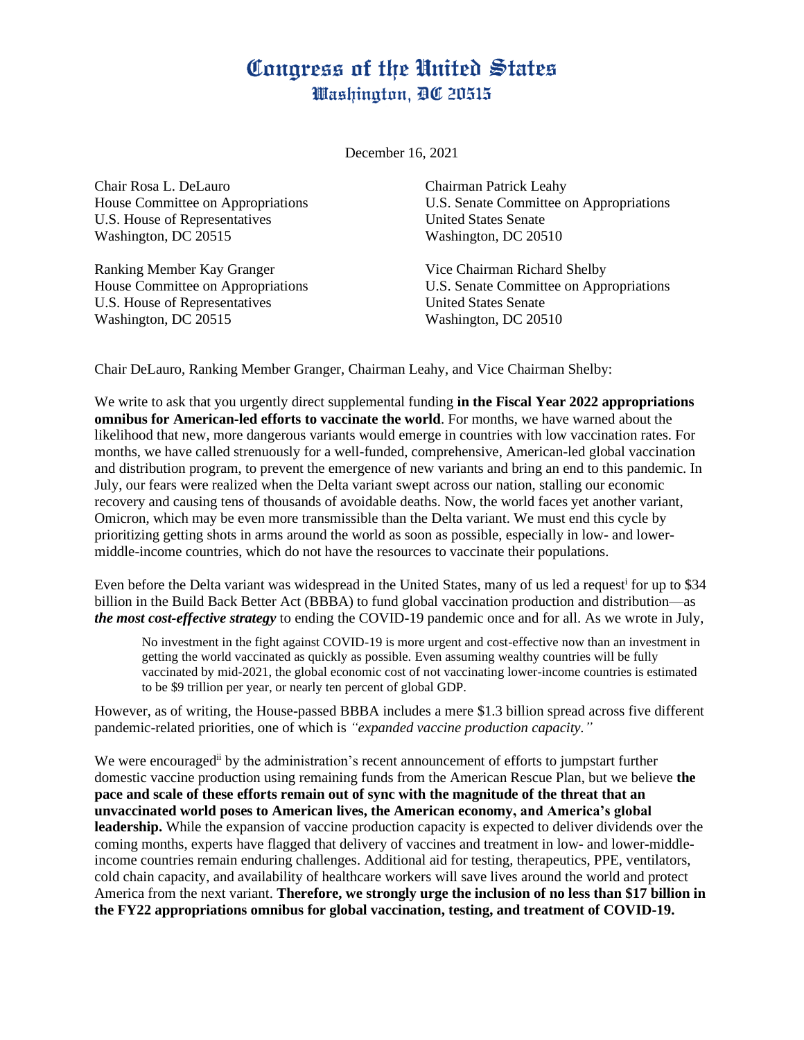# Congress of the United States
## Washington, DC 20515

December 16, 2021

Chair Rosa L. DeLauro
House Committee on Appropriations
U.S. House of Representatives
Washington, DC 20515

Chairman Patrick Leahy
U.S. Senate Committee on Appropriations
United States Senate
Washington, DC 20510

Ranking Member Kay Granger
House Committee on Appropriations
U.S. House of Representatives
Washington, DC 20515

Vice Chairman Richard Shelby
U.S. Senate Committee on Appropriations
United States Senate
Washington, DC 20510

Chair DeLauro, Ranking Member Granger, Chairman Leahy, and Vice Chairman Shelby:

We write to ask that you urgently direct supplemental funding **in the Fiscal Year 2022 appropriations omnibus for American-led efforts to vaccinate the world**. For months, we have warned about the likelihood that new, more dangerous variants would emerge in countries with low vaccination rates. For months, we have called strenuously for a well-funded, comprehensive, American-led global vaccination and distribution program, to prevent the emergence of new variants and bring an end to this pandemic. In July, our fears were realized when the Delta variant swept across our nation, stalling our economic recovery and causing tens of thousands of avoidable deaths. Now, the world faces yet another variant, Omicron, which may be even more transmissible than the Delta variant. We must end this cycle by prioritizing getting shots in arms around the world as soon as possible, especially in low- and lower-middle-income countries, which do not have the resources to vaccinate their populations.

Even before the Delta variant was widespread in the United States, many of us led a request[i] for up to $34 billion in the Build Back Better Act (BBBA) to fund global vaccination production and distribution—as ***the most cost-effective strategy*** to ending the COVID-19 pandemic once and for all. As we wrote in July,

> No investment in the fight against COVID-19 is more urgent and cost-effective now than an investment in getting the world vaccinated as quickly as possible. Even assuming wealthy countries will be fully vaccinated by mid-2021, the global economic cost of not vaccinating lower-income countries is estimated to be $9 trillion per year, or nearly ten percent of global GDP.

However, as of writing, the House-passed BBBA includes a mere $1.3 billion spread across five different pandemic-related priorities, one of which is *"expanded vaccine production capacity."*

We were encouraged[ii] by the administration's recent announcement of efforts to jumpstart further domestic vaccine production using remaining funds from the American Rescue Plan, but we believe **the pace and scale of these efforts remain out of sync with the magnitude of the threat that an unvaccinated world poses to American lives, the American economy, and America's global leadership.** While the expansion of vaccine production capacity is expected to deliver dividends over the coming months, experts have flagged that delivery of vaccines and treatment in low- and lower-middle-income countries remain enduring challenges. Additional aid for testing, therapeutics, PPE, ventilators, cold chain capacity, and availability of healthcare workers will save lives around the world and protect America from the next variant. **Therefore, we strongly urge the inclusion of no less than $17 billion in the FY22 appropriations omnibus for global vaccination, testing, and treatment of COVID-19.**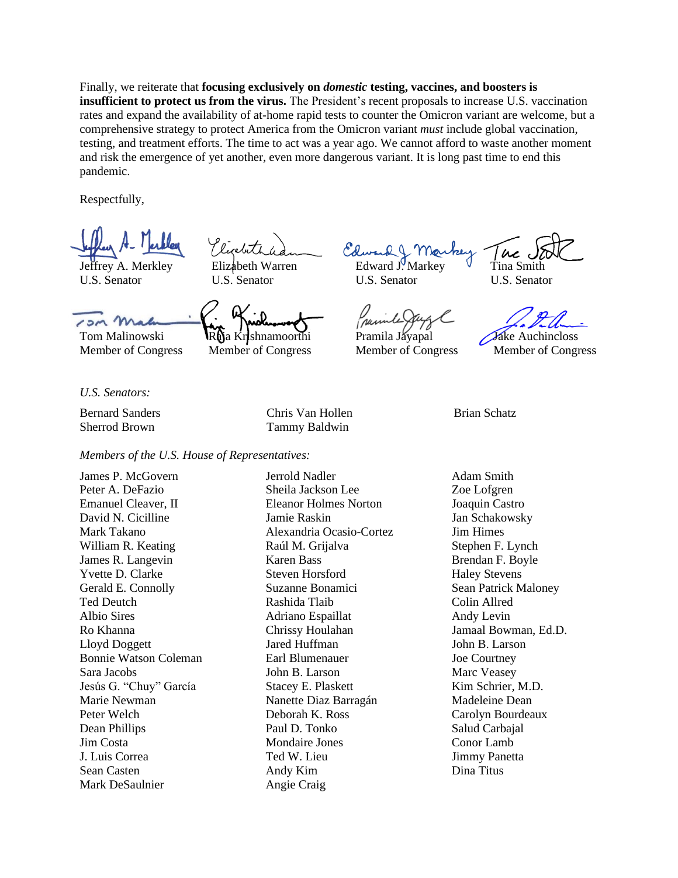Finally, we reiterate that **focusing exclusively on *domestic* testing, vaccines, and boosters is insufficient to protect us from the virus.** The President's recent proposals to increase U.S. vaccination rates and expand the availability of at-home rapid tests to counter the Omicron variant are welcome, but a comprehensive strategy to protect America from the Omicron variant *must* include global vaccination, testing, and treatment efforts. The time to act was a year ago. We cannot afford to waste another moment and risk the emergence of yet another, even more dangerous variant. It is long past time to end this pandemic.

Respectfully,

| | | | |
|---|---|---|---|
| Jeffrey A. Merkley<br>U.S. Senator | Elizabeth Warren<br>U.S. Senator | Edward J. Markey<br>U.S. Senator | Tina Smith<br>U.S. Senator |
| Tom Malinowski<br>Member of Congress | Raja Krishnamoorthi<br>Member of Congress | Pramila Jayapal<br>Member of Congress | Jake Auchincloss<br>Member of Congress |

*U.S. Senators:*

Bernard Sanders
Sherrod Brown
Chris Van Hollen
Tammy Baldwin
Brian Schatz

*Members of the U.S. House of Representatives:*

James P. McGovern
Peter A. DeFazio
Emanuel Cleaver, II
David N. Cicilline
Mark Takano
William R. Keating
James R. Langevin
Yvette D. Clarke
Gerald E. Connolly
Ted Deutch
Albio Sires
Ro Khanna
Lloyd Doggett
Bonnie Watson Coleman
Sara Jacobs
Jesús G. "Chuy" García
Marie Newman
Peter Welch
Dean Phillips
Jim Costa
J. Luis Correa
Sean Casten
Mark DeSaulnier
Jerrold Nadler
Sheila Jackson Lee
Eleanor Holmes Norton
Jamie Raskin
Alexandria Ocasio-Cortez
Raúl M. Grijalva
Karen Bass
Steven Horsford
Suzanne Bonamici
Rashida Tlaib
Adriano Espaillat
Chrissy Houlahan
Jared Huffman
Earl Blumenauer
John B. Larson
Stacey E. Plaskett
Nanette Diaz Barragán
Deborah K. Ross
Paul D. Tonko
Mondaire Jones
Ted W. Lieu
Andy Kim
Angie Craig
Adam Smith
Zoe Lofgren
Joaquin Castro
Jan Schakowsky
Jim Himes
Stephen F. Lynch
Brendan F. Boyle
Haley Stevens
Sean Patrick Maloney
Colin Allred
Andy Levin
Jamaal Bowman, Ed.D.
John B. Larson
Joe Courtney
Marc Veasey
Kim Schrier, M.D.
Madeleine Dean
Carolyn Bourdeaux
Salud Carbajal
Conor Lamb
Jimmy Panetta
Dina Titus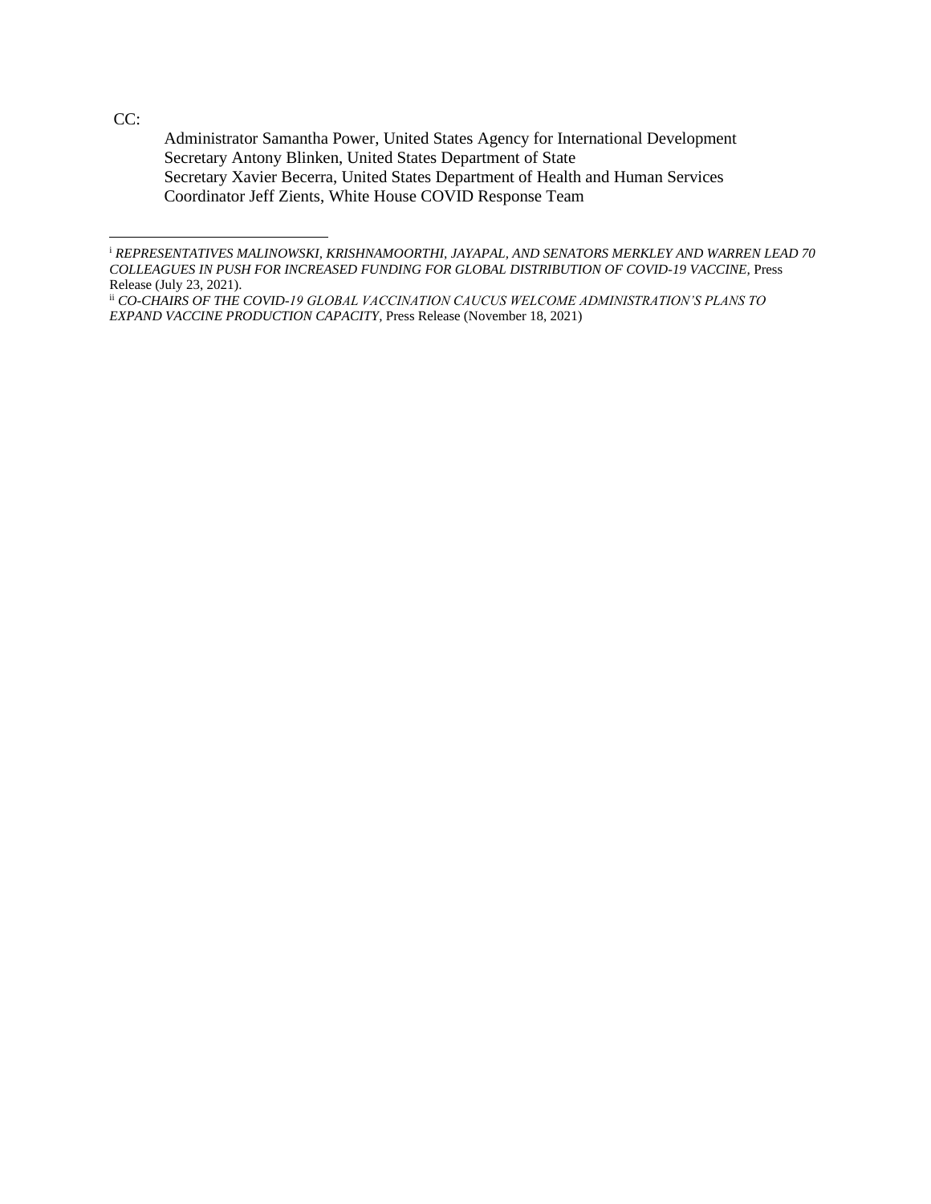CC:

Administrator Samantha Power, United States Agency for International Development
Secretary Antony Blinken, United States Department of State
Secretary Xavier Becerra, United States Department of Health and Human Services
Coordinator Jeff Zients, White House COVID Response Team

---

[i] *REPRESENTATIVES MALINOWSKI, KRISHNAMOORTHI, JAYAPAL, AND SENATORS MERKLEY AND WARREN LEAD 70 COLLEAGUES IN PUSH FOR INCREASED FUNDING FOR GLOBAL DISTRIBUTION OF COVID-19 VACCINE,* Press Release (July 23, 2021).

[ii] *CO-CHAIRS OF THE COVID-19 GLOBAL VACCINATION CAUCUS WELCOME ADMINISTRATION'S PLANS TO EXPAND VACCINE PRODUCTION CAPACITY,* Press Release (November 18, 2021)